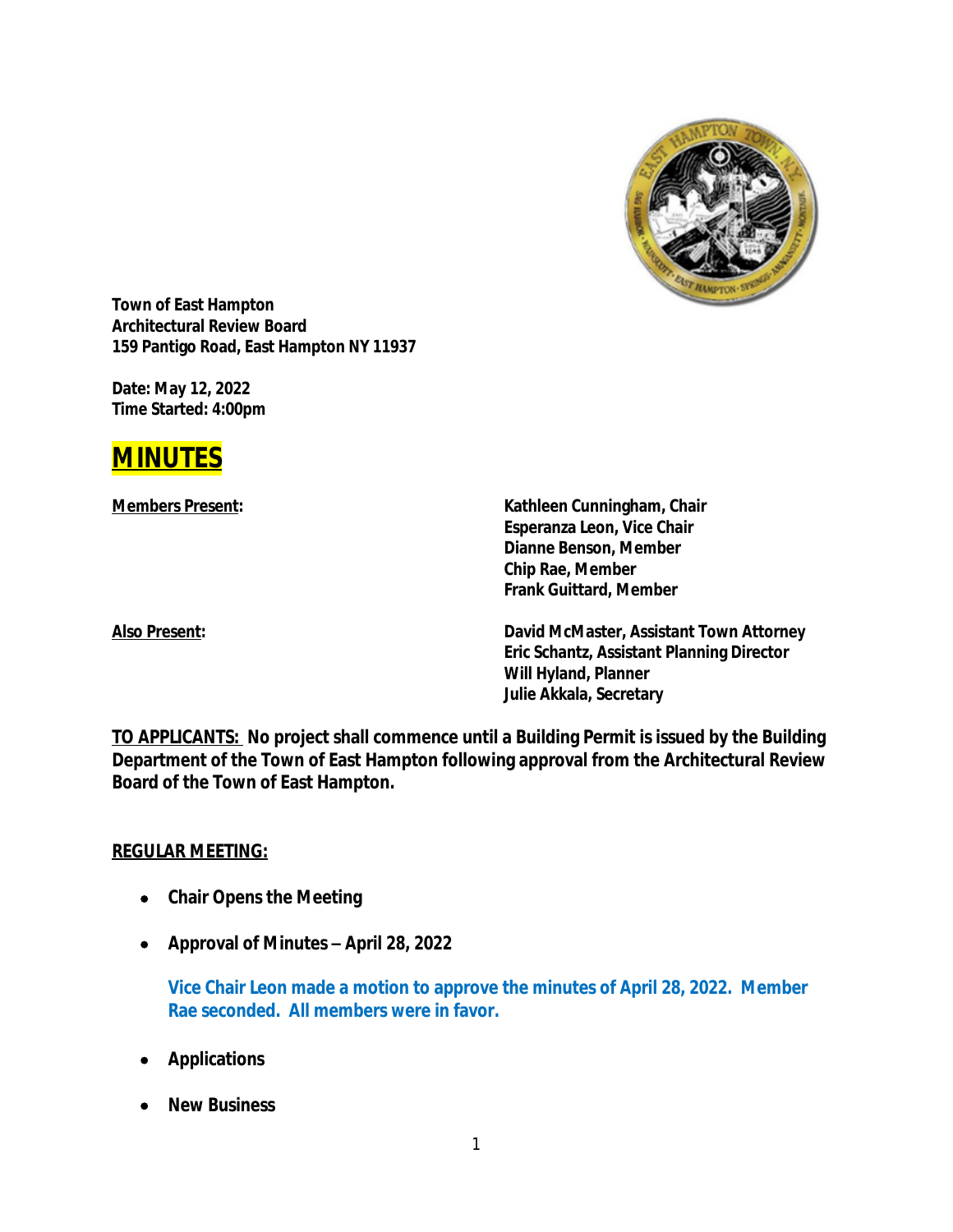**Town of East Hampton**
**Architectural Review Board**
**159 Pantigo Road, East Hampton NY 11937**

**Date: May 12, 2022**
**Time Started: 4:00pm**

# MINUTES

| **Members Present:** | **Kathleen Cunningham, Chair** |
| --- | --- |
| | **Esperanza Leon, Vice Chair** |
| | **Dianne Benson, Member** |
| | **Chip Rae, Member** |
| | **Frank Guittard, Member** |
| **Also Present:** | **David McMaster, Assistant Town Attorney** |
| | **Eric Schantz, Assistant Planning Director** |
| | **Will Hyland, Planner** |
| | **Julie Akkala, Secretary** |

**TO APPLICANTS: No project shall commence until a Building Permit is issued by the Building Department of the Town of East Hampton following approval from the Architectural Review Board of the Town of East Hampton.**

**REGULAR MEETING:**

- **Chair Opens the Meeting**
- **Approval of Minutes – April 28, 2022**

  **Vice Chair Leon made a motion to approve the minutes of April 28, 2022. Member Rae seconded. All members were in favor.**

- **Applications**
- **New Business**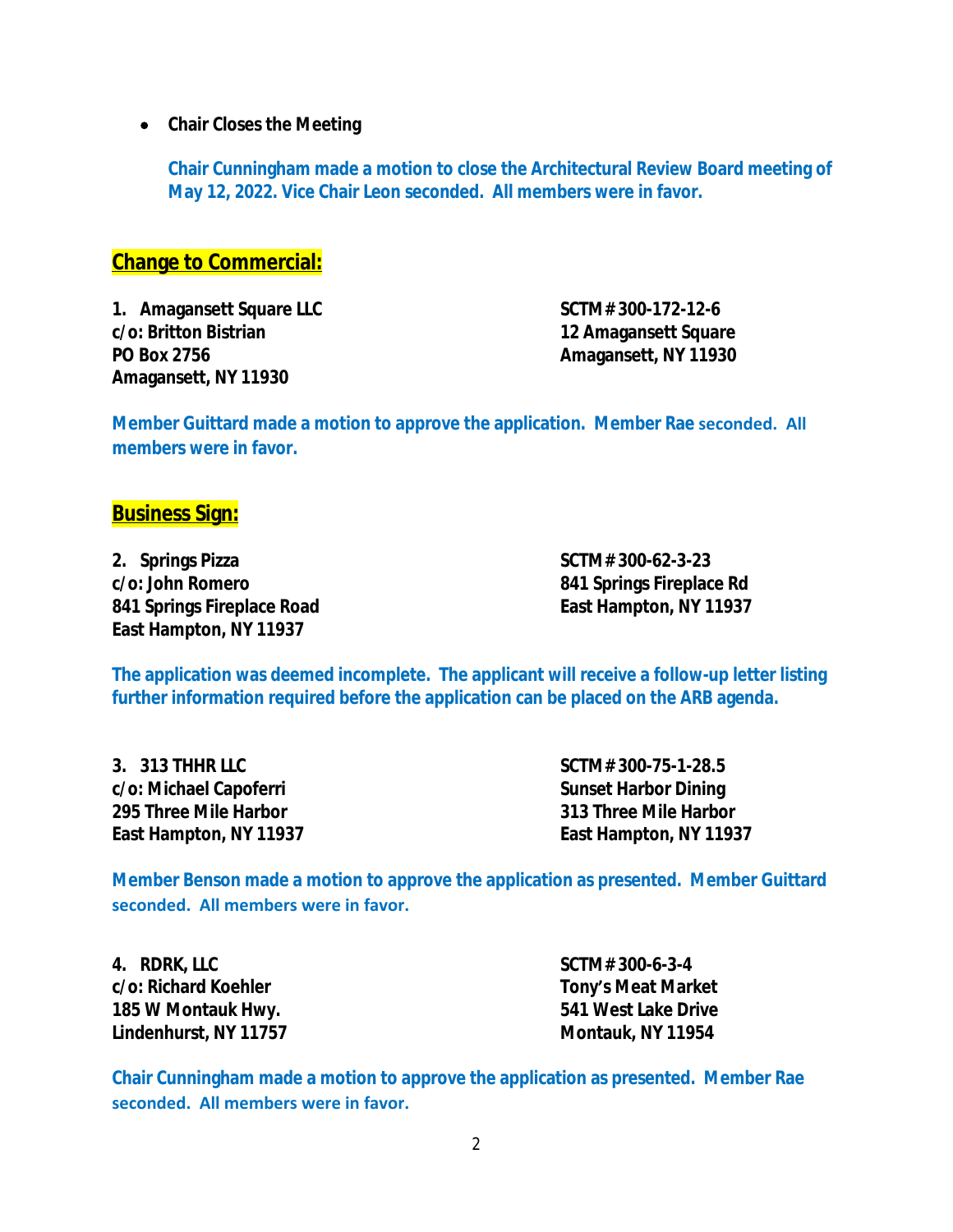- **Chair Closes the Meeting**

  **Chair Cunningham made a motion to close the Architectural Review Board meeting of May 12, 2022. Vice Chair Leon seconded. All members were in favor.**

## Change to Commercial:

**1. Amagansett Square LLC**
**c/o: Britton Bistrian**
**PO Box 2756**
**Amagansett, NY 11930**

**SCTM# 300-172-12-6**
**12 Amagansett Square**
**Amagansett, NY 11930**

**Member Guittard made a motion to approve the application. Member Rae seconded. All members were in favor.**

## Business Sign:

**2. Springs Pizza**
**c/o: John Romero**
**841 Springs Fireplace Road**
**East Hampton, NY 11937**

**SCTM# 300-62-3-23**
**841 Springs Fireplace Rd**
**East Hampton, NY 11937**

**The application was deemed incomplete. The applicant will receive a follow-up letter listing further information required before the application can be placed on the ARB agenda.**

**3. 313 THHR LLC**
**c/o: Michael Capoferri**
**295 Three Mile Harbor**
**East Hampton, NY 11937**

**SCTM# 300-75-1-28.5**
**Sunset Harbor Dining**
**313 Three Mile Harbor**
**East Hampton, NY 11937**

**Member Benson made a motion to approve the application as presented. Member Guittard seconded. All members were in favor.**

**4. RDRK, LLC**
**c/o: Richard Koehler**
**185 W Montauk Hwy.**
**Lindenhurst, NY 11757**

**SCTM# 300-6-3-4**
**Tony's Meat Market**
**541 West Lake Drive**
**Montauk, NY 11954**

**Chair Cunningham made a motion to approve the application as presented. Member Rae seconded. All members were in favor.**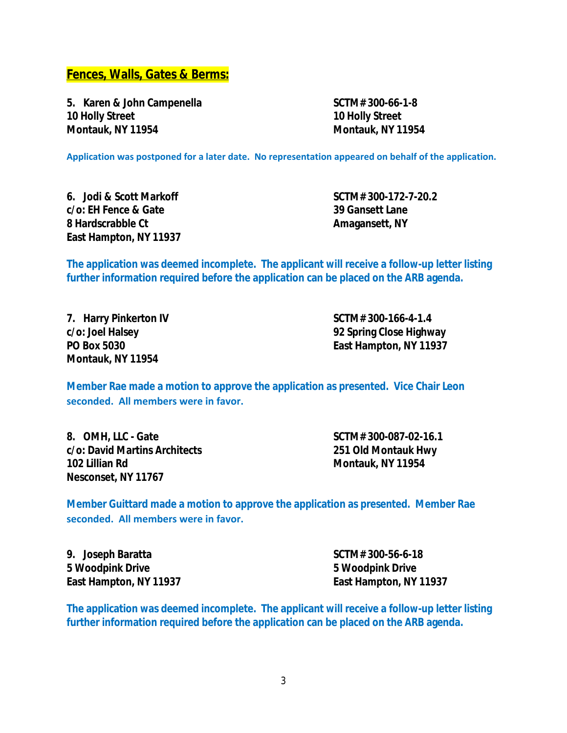**Fences, Walls, Gates & Berms:**

**5. Karen & John Campenella**
**10 Holly Street**
**Montauk, NY 11954**

**SCTM# 300-66-1-8**
**10 Holly Street**
**Montauk, NY 11954**

**Application was postponed for a later date. No representation appeared on behalf of the application.**

**6. Jodi & Scott Markoff**
**c/o: EH Fence & Gate**
**8 Hardscrabble Ct**
**East Hampton, NY 11937**

**SCTM# 300-172-7-20.2**
**39 Gansett Lane**
**Amagansett, NY**

**The application was deemed incomplete. The applicant will receive a follow-up letter listing further information required before the application can be placed on the ARB agenda.**

**7. Harry Pinkerton IV**
**c/o: Joel Halsey**
**PO Box 5030**
**Montauk, NY 11954**

**SCTM# 300-166-4-1.4**
**92 Spring Close Highway**
**East Hampton, NY 11937**

**Member Rae made a motion to approve the application as presented. Vice Chair Leon seconded. All members were in favor.**

**8. OMH, LLC - Gate**
**c/o: David Martins Architects**
**102 Lillian Rd**
**Nesconset, NY 11767**

**SCTM# 300-087-02-16.1**
**251 Old Montauk Hwy**
**Montauk, NY 11954**

**Member Guittard made a motion to approve the application as presented. Member Rae seconded. All members were in favor.**

**9. Joseph Baratta**
**5 Woodpink Drive**
**East Hampton, NY 11937**

**SCTM# 300-56-6-18**
**5 Woodpink Drive**
**East Hampton, NY 11937**

**The application was deemed incomplete. The applicant will receive a follow-up letter listing further information required before the application can be placed on the ARB agenda.**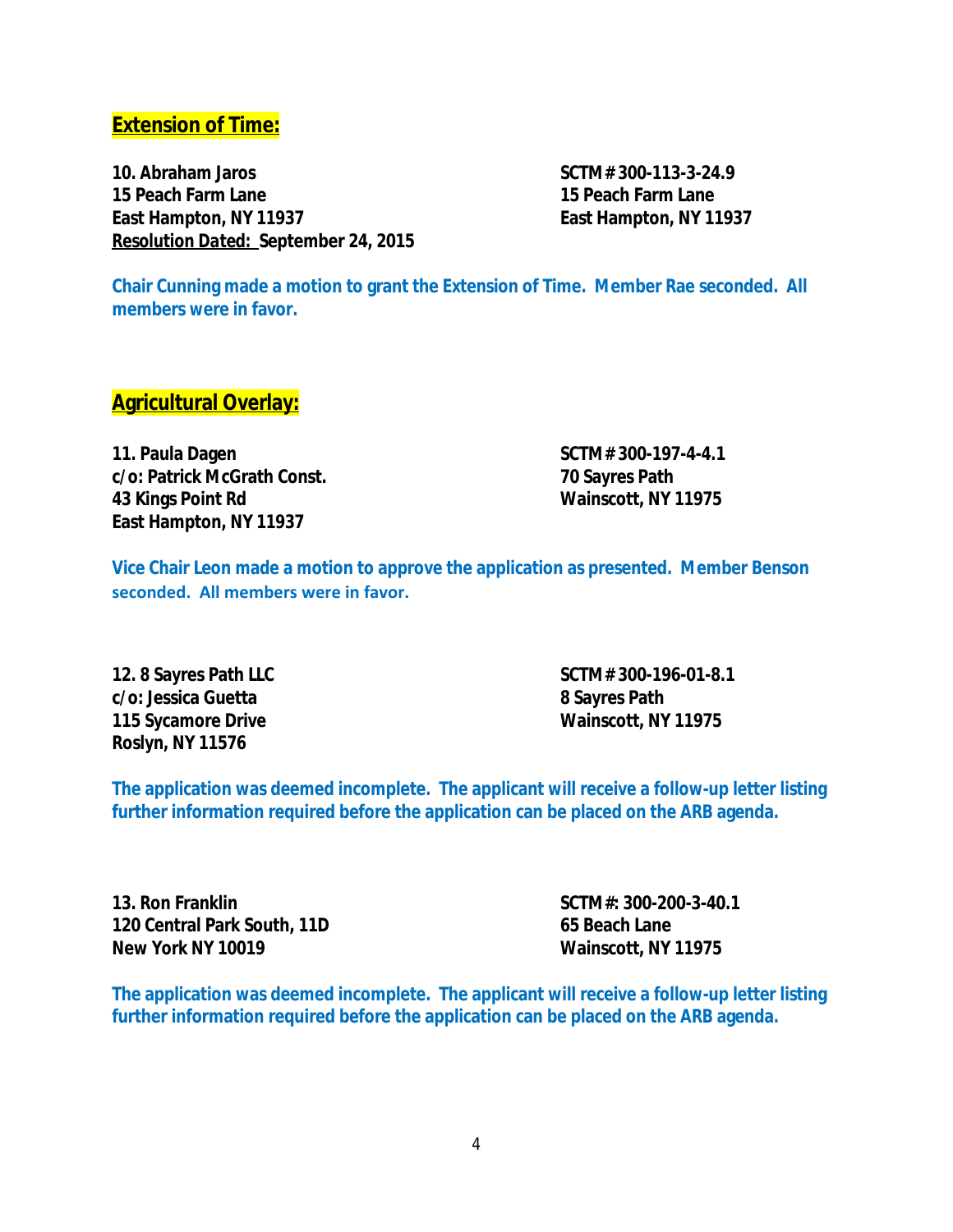## **Extension of Time:**

**10. Abraham Jaros**
**15 Peach Farm Lane**
**East Hampton, NY 11937**
**Resolution Dated: September 24, 2015**

**SCTM # 300-113-3-24.9**
**15 Peach Farm Lane**
**East Hampton, NY 11937**

**Chair Cunning made a motion to grant the Extension of Time. Member Rae seconded. All members were in favor.**

## **Agricultural Overlay:**

**11. Paula Dagen**
**c/o: Patrick McGrath Const.**
**43 Kings Point Rd**
**East Hampton, NY 11937**

**SCTM # 300-197-4-4.1**
**70 Sayres Path**
**Wainscott, NY 11975**

**Vice Chair Leon made a motion to approve the application as presented. Member Benson seconded. All members were in favor.**

**12. 8 Sayres Path LLC**
**c/o: Jessica Guetta**
**115 Sycamore Drive**
**Roslyn, NY 11576**

**SCTM # 300-196-01-8.1**
**8 Sayres Path**
**Wainscott, NY 11975**

**The application was deemed incomplete. The applicant will receive a follow-up letter listing further information required before the application can be placed on the ARB agenda.**

**13. Ron Franklin**
**120 Central Park South, 11D**
**New York NY 10019**

**SCTM #: 300-200-3-40.1**
**65 Beach Lane**
**Wainscott, NY 11975**

**The application was deemed incomplete. The applicant will receive a follow-up letter listing further information required before the application can be placed on the ARB agenda.**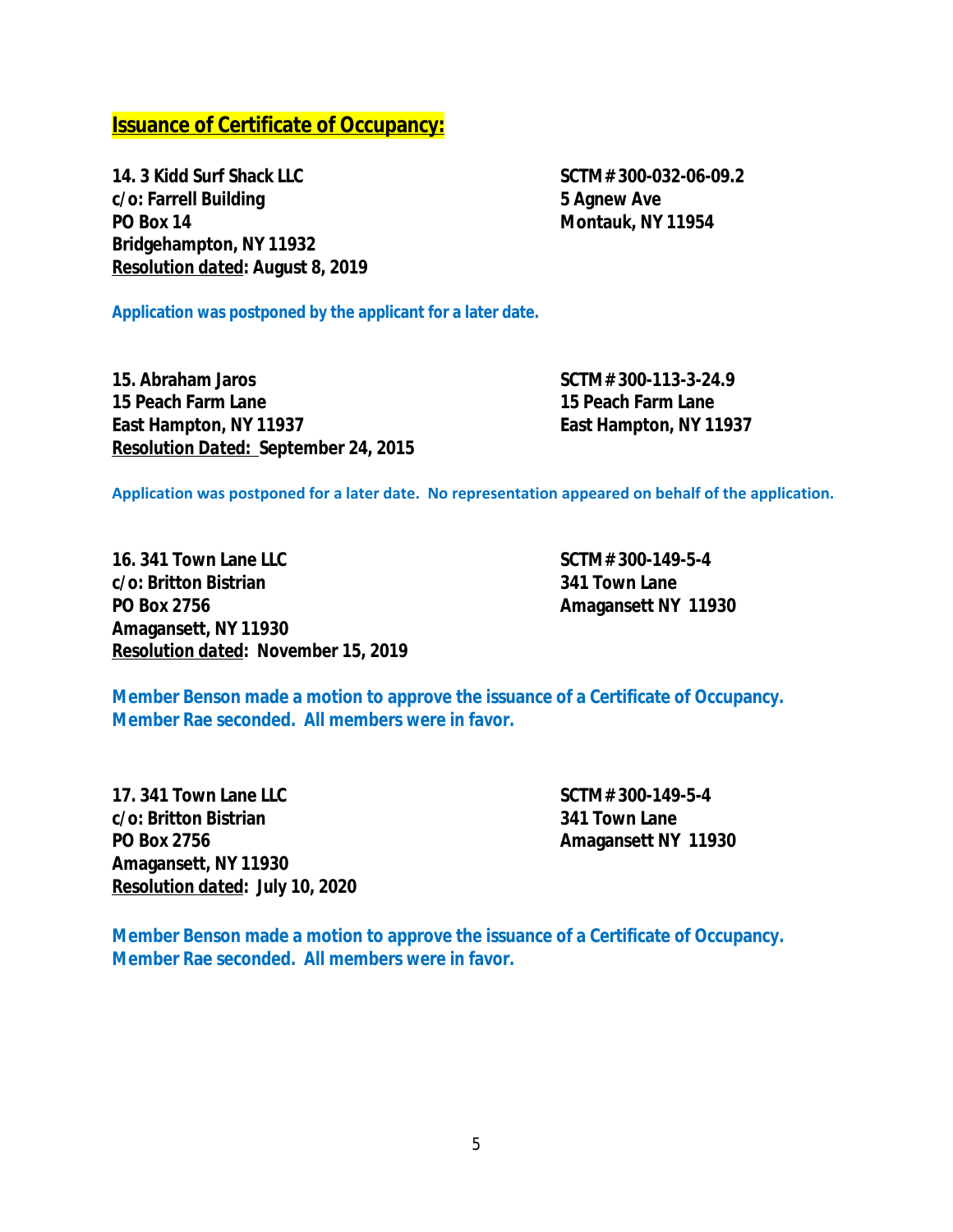## Issuance of Certificate of Occupancy:

**14. 3 Kidd Surf Shack LLC**
**c/o: Farrell Building**
**PO Box 14**
**Bridgehampton, NY 11932**
**Resolution dated: August 8, 2019**

**SCTM# 300-032-06-09.2**
**5 Agnew Ave**
**Montauk, NY 11954**

**Application was postponed by the applicant for a later date.**

**15. Abraham Jaros**
**15 Peach Farm Lane**
**East Hampton, NY 11937**
**Resolution Dated: September 24, 2015**

**SCTM# 300-113-3-24.9**
**15 Peach Farm Lane**
**East Hampton, NY 11937**

**Application was postponed for a later date. No representation appeared on behalf of the application.**

**16. 341 Town Lane LLC**
**c/o: Britton Bistrian**
**PO Box 2756**
**Amagansett, NY 11930**
**Resolution dated: November 15, 2019**

**SCTM# 300-149-5-4**
**341 Town Lane**
**Amagansett NY 11930**

**Member Benson made a motion to approve the issuance of a Certificate of Occupancy. Member Rae seconded. All members were in favor.**

**17. 341 Town Lane LLC**
**c/o: Britton Bistrian**
**PO Box 2756**
**Amagansett, NY 11930**
**Resolution dated: July 10, 2020**

**SCTM# 300-149-5-4**
**341 Town Lane**
**Amagansett NY 11930**

**Member Benson made a motion to approve the issuance of a Certificate of Occupancy. Member Rae seconded. All members were in favor.**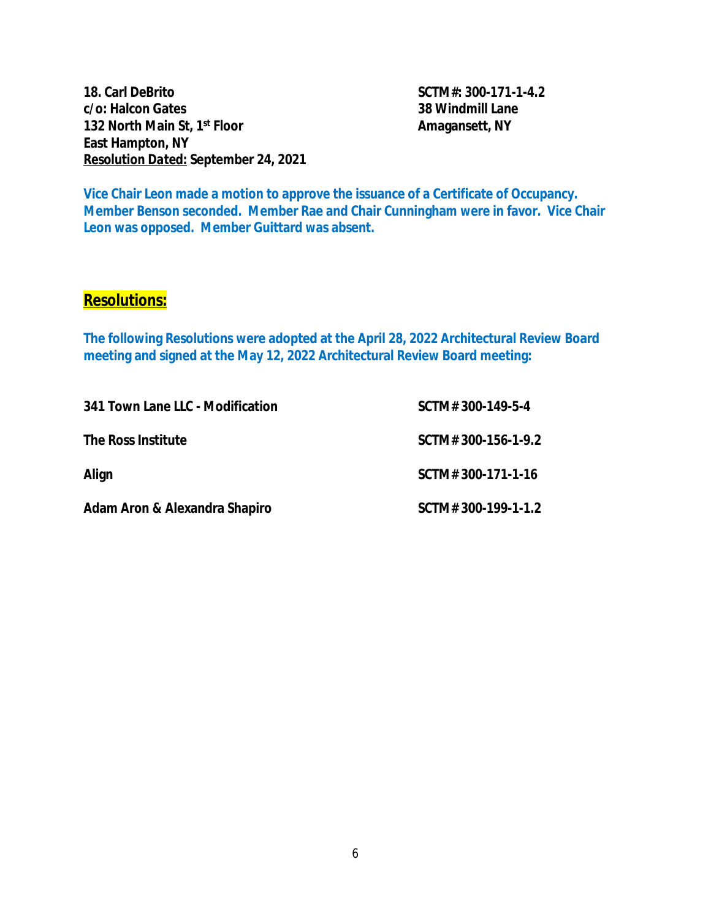**18. Carl DeBrito**
**c/o: Halcon Gates**
**132 North Main St, 1st Floor**
**East Hampton, NY**
**Resolution Dated: September 24, 2021**

**SCTM#: 300-171-1-4.2**
**38 Windmill Lane**
**Amagansett, NY**

**Vice Chair Leon made a motion to approve the issuance of a Certificate of Occupancy. Member Benson seconded. Member Rae and Chair Cunningham were in favor. Vice Chair Leon was opposed. Member Guittard was absent.**

## Resolutions:

**The following Resolutions were adopted at the April 28, 2022 Architectural Review Board meeting and signed at the May 12, 2022 Architectural Review Board meeting:**

| | |
|---|---|
| **341 Town Lane LLC - Modification** | **SCTM# 300-149-5-4** |
| **The Ross Institute** | **SCTM# 300-156-1-9.2** |
| **Align** | **SCTM# 300-171-1-16** |
| **Adam Aron & Alexandra Shapiro** | **SCTM# 300-199-1-1.2** |